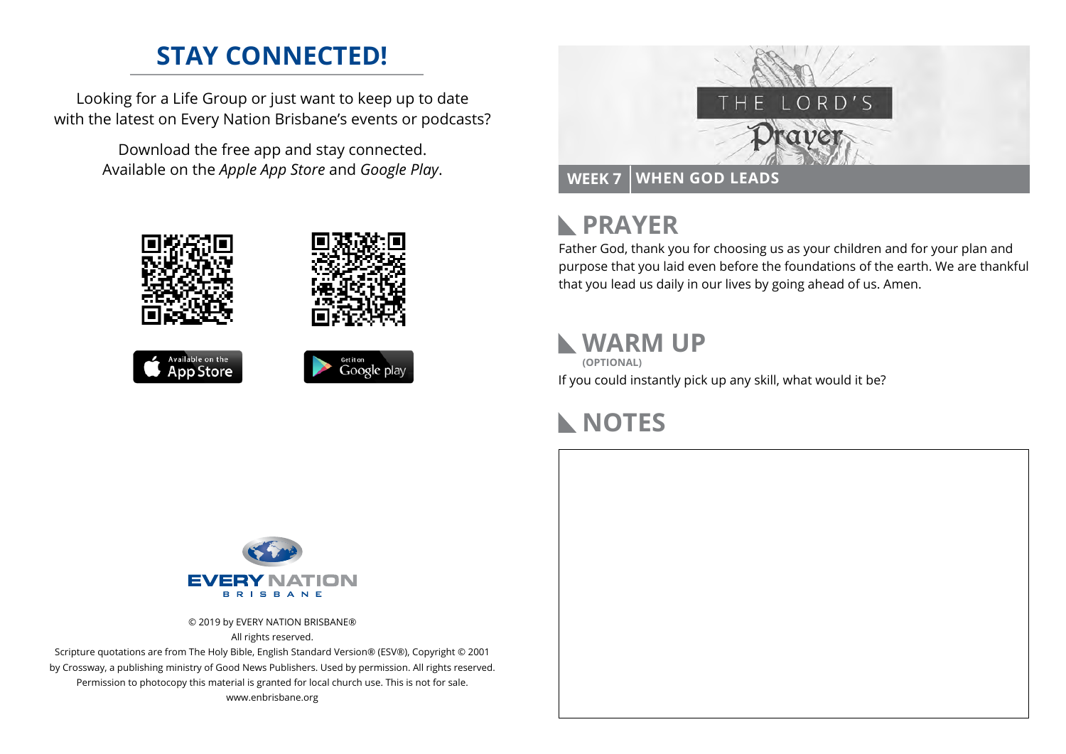## STAY CONNECTED!

Looking for a Life Group or just want to keep up to date with the latest on Every Nation Brisbane's events or podcasts?

Download the free app and stay connected. Available on the *Apple App Store* and *Google Play*.

Available on the App Store

Get it on Google play

EVERY NATION
BRISBANE

© 2019 by EVERY NATION BRISBANE®
All rights reserved.
Scripture quotations are from The Holy Bible, English Standard Version® (ESV®), Copyright © 2001 by Crossway, a publishing ministry of Good News Publishers. Used by permission. All rights reserved.
Permission to photocopy this material is granted for local church use. This is not for sale.
www.enbrisbane.org

THE LORD'S Prayer

**WEEK 7 | WHEN GOD LEADS**

## PRAYER

Father God, thank you for choosing us as your children and for your plan and purpose that you laid even before the foundations of the earth. We are thankful that you lead us daily in our lives by going ahead of us. Amen.

## WARM UP

**(OPTIONAL)**

If you could instantly pick up any skill, what would it be?

## NOTES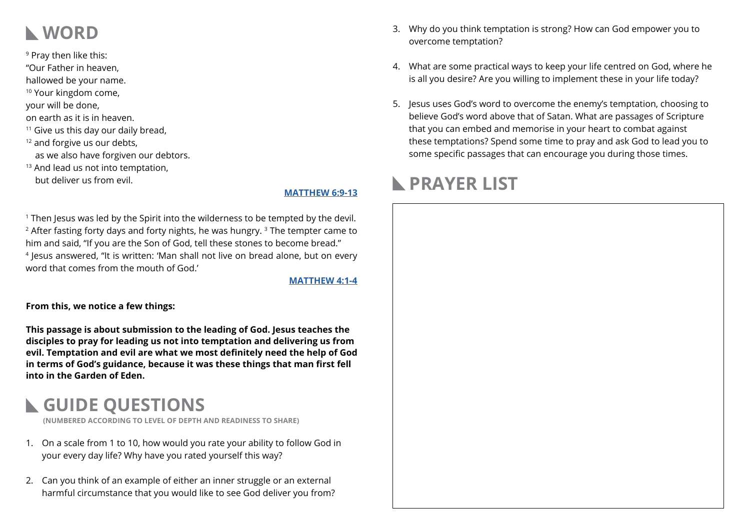## WORD

[9] Pray then like this:
"Our Father in heaven,
hallowed be your name.
[10] Your kingdom come,
your will be done,
on earth as it is in heaven.
[11] Give us this day our daily bread,
[12] and forgive us our debts,
as we also have forgiven our debtors.
[13] And lead us not into temptation,
but deliver us from evil.

**MATTHEW 6:9-13**

[1] Then Jesus was led by the Spirit into the wilderness to be tempted by the devil. [2] After fasting forty days and forty nights, he was hungry. [3] The tempter came to him and said, "If you are the Son of God, tell these stones to become bread." [4] Jesus answered, "It is written: 'Man shall not live on bread alone, but on every word that comes from the mouth of God.'

**MATTHEW 4:1-4**

**From this, we notice a few things:**

**This passage is about submission to the leading of God. Jesus teaches the disciples to pray for leading us not into temptation and delivering us from evil. Temptation and evil are what we most definitely need the help of God in terms of God's guidance, because it was these things that man first fell into in the Garden of Eden.**

## GUIDE QUESTIONS

**(NUMBERED ACCORDING TO LEVEL OF DEPTH AND READINESS TO SHARE)**

1. On a scale from 1 to 10, how would you rate your ability to follow God in your every day life? Why have you rated yourself this way?
2. Can you think of an example of either an inner struggle or an external harmful circumstance that you would like to see God deliver you from?
3. Why do you think temptation is strong? How can God empower you to overcome temptation?
4. What are some practical ways to keep your life centred on God, where he is all you desire? Are you willing to implement these in your life today?
5. Jesus uses God's word to overcome the enemy's temptation, choosing to believe God's word above that of Satan. What are passages of Scripture that you can embed and memorise in your heart to combat against these temptations? Spend some time to pray and ask God to lead you to some specific passages that can encourage you during those times.

## PRAYER LIST